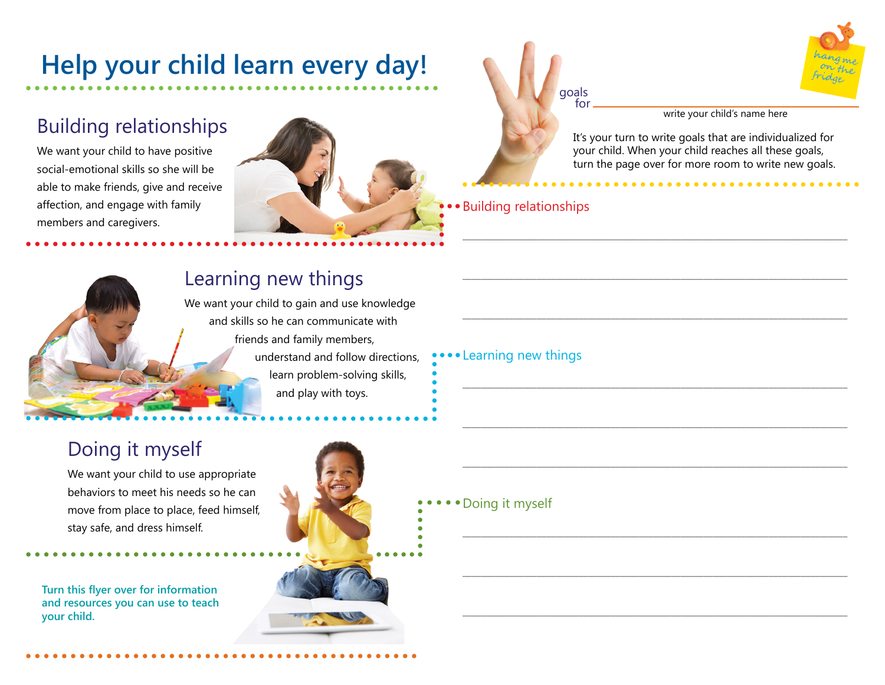# Help your child learn every day!

## Building relationships

We want your child to have positive social-emotional skills so she will be able to make friends, give and receive affection, and engage with family members and caregivers.

## Learning new things

We want your child to gain and use knowledge and skills so he can communicate with friends and family members, understand and follow directions, learn problem-solving skills, and play with toys.

## Doing it myself

We want your child to use appropriate behaviors to meet his needs so he can move from place to place, feed himself, stay safe, and dress himself.

**Turn this flyer over for information and resources you can use to teach your child.**

hang me on the fridge

goals for ______________________________

write your child's name here

It's your turn to write goals that are individualized for your child. When your child reaches all these goals, turn the page over for more room to write new goals.

Building relationships

______________________________

______________________________

______________________________

Learning new things

______________________________

______________________________

______________________________

Doing it myself

______________________________

______________________________

______________________________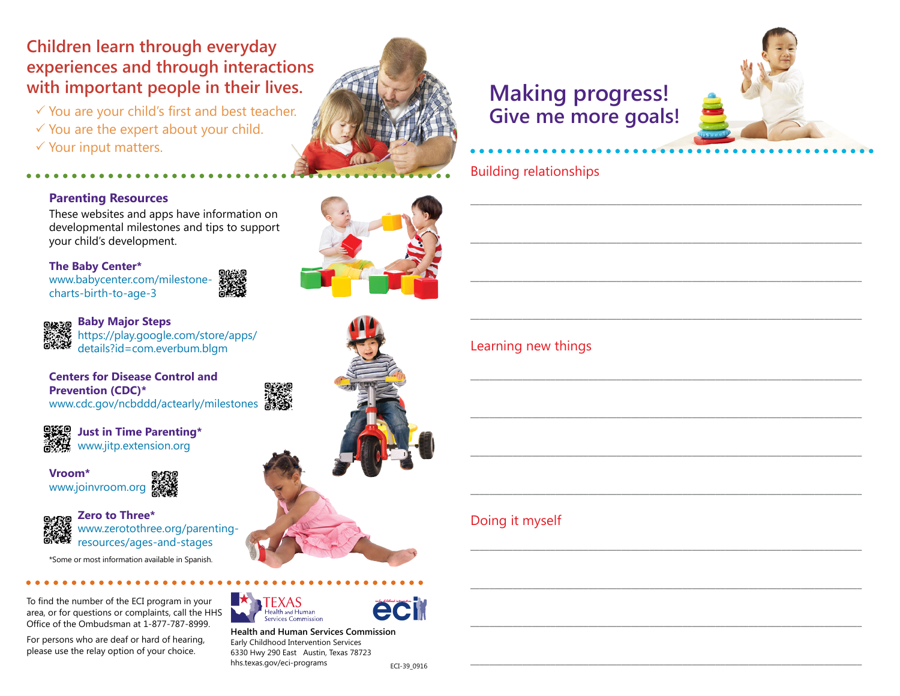## Children learn through everyday experiences and through interactions with important people in their lives.

- ✓ You are your child's first and best teacher.
- ✓ You are the expert about your child.
- ✓ Your input matters.

### Parenting Resources

These websites and apps have information on developmental milestones and tips to support your child's development.

**The Baby Center***
www.babycenter.com/milestone-charts-birth-to-age-3

**Baby Major Steps**
https://play.google.com/store/apps/details?id=com.everbum.blgm

**Centers for Disease Control and Prevention (CDC)***
www.cdc.gov/ncbddd/actearly/milestones

**Just in Time Parenting***
www.jitp.extension.org

**Vroom***
www.joinvroom.org

**Zero to Three***
www.zerotothree.org/parenting-resources/ages-and-stages

*Some or most information available in Spanish.

To find the number of the ECI program in your area, or for questions or complaints, call the HHS Office of the Ombudsman at 1-877-787-8999.

For persons who are deaf or hard of hearing, please use the relay option of your choice.

TEXAS Health and Human Services Commission

eci early childhood intervention

**Health and Human Services Commission**
Early Childhood Intervention Services
6330 Hwy 290 East Austin, Texas 78723
hhs.texas.gov/eci-programs

ECI-39_0916

## Making progress! Give me more goals!

### Building relationships

\_\_\_\_\_\_\_\_\_\_\_\_\_\_\_\_\_\_\_\_\_\_\_\_\_\_\_\_\_\_\_\_\_\_\_\_\_\_\_\_\_\_\_\_\_\_\_\_\_\_\_\_\_\_\_\_\_\_

\_\_\_\_\_\_\_\_\_\_\_\_\_\_\_\_\_\_\_\_\_\_\_\_\_\_\_\_\_\_\_\_\_\_\_\_\_\_\_\_\_\_\_\_\_\_\_\_\_\_\_\_\_\_\_\_\_\_

\_\_\_\_\_\_\_\_\_\_\_\_\_\_\_\_\_\_\_\_\_\_\_\_\_\_\_\_\_\_\_\_\_\_\_\_\_\_\_\_\_\_\_\_\_\_\_\_\_\_\_\_\_\_\_\_\_\_

\_\_\_\_\_\_\_\_\_\_\_\_\_\_\_\_\_\_\_\_\_\_\_\_\_\_\_\_\_\_\_\_\_\_\_\_\_\_\_\_\_\_\_\_\_\_\_\_\_\_\_\_\_\_\_\_\_\_

### Learning new things

\_\_\_\_\_\_\_\_\_\_\_\_\_\_\_\_\_\_\_\_\_\_\_\_\_\_\_\_\_\_\_\_\_\_\_\_\_\_\_\_\_\_\_\_\_\_\_\_\_\_\_\_\_\_\_\_\_\_

\_\_\_\_\_\_\_\_\_\_\_\_\_\_\_\_\_\_\_\_\_\_\_\_\_\_\_\_\_\_\_\_\_\_\_\_\_\_\_\_\_\_\_\_\_\_\_\_\_\_\_\_\_\_\_\_\_\_

\_\_\_\_\_\_\_\_\_\_\_\_\_\_\_\_\_\_\_\_\_\_\_\_\_\_\_\_\_\_\_\_\_\_\_\_\_\_\_\_\_\_\_\_\_\_\_\_\_\_\_\_\_\_\_\_\_\_

\_\_\_\_\_\_\_\_\_\_\_\_\_\_\_\_\_\_\_\_\_\_\_\_\_\_\_\_\_\_\_\_\_\_\_\_\_\_\_\_\_\_\_\_\_\_\_\_\_\_\_\_\_\_\_\_\_\_

### Doing it myself

\_\_\_\_\_\_\_\_\_\_\_\_\_\_\_\_\_\_\_\_\_\_\_\_\_\_\_\_\_\_\_\_\_\_\_\_\_\_\_\_\_\_\_\_\_\_\_\_\_\_\_\_\_\_\_\_\_\_

\_\_\_\_\_\_\_\_\_\_\_\_\_\_\_\_\_\_\_\_\_\_\_\_\_\_\_\_\_\_\_\_\_\_\_\_\_\_\_\_\_\_\_\_\_\_\_\_\_\_\_\_\_\_\_\_\_\_

\_\_\_\_\_\_\_\_\_\_\_\_\_\_\_\_\_\_\_\_\_\_\_\_\_\_\_\_\_\_\_\_\_\_\_\_\_\_\_\_\_\_\_\_\_\_\_\_\_\_\_\_\_\_\_\_\_\_

\_\_\_\_\_\_\_\_\_\_\_\_\_\_\_\_\_\_\_\_\_\_\_\_\_\_\_\_\_\_\_\_\_\_\_\_\_\_\_\_\_\_\_\_\_\_\_\_\_\_\_\_\_\_\_\_\_\_